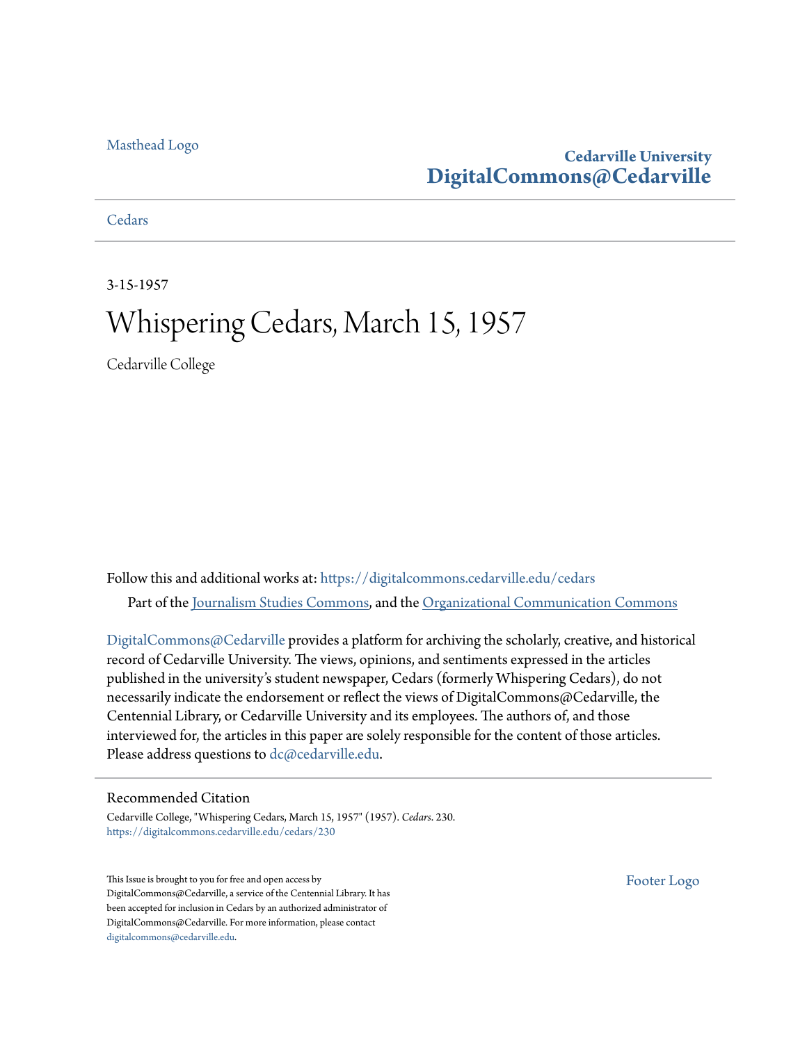Masthead Logo

**Cedarville University**
**DigitalCommons@Cedarville**

Cedars

3-15-1957

# Whispering Cedars, March 15, 1957

Cedarville College

Follow this and additional works at: https://digitalcommons.cedarville.edu/cedars

Part of the Journalism Studies Commons, and the Organizational Communication Commons

DigitalCommons@Cedarville provides a platform for archiving the scholarly, creative, and historical record of Cedarville University. The views, opinions, and sentiments expressed in the articles published in the university's student newspaper, Cedars (formerly Whispering Cedars), do not necessarily indicate the endorsement or reflect the views of DigitalCommons@Cedarville, the Centennial Library, or Cedarville University and its employees. The authors of, and those interviewed for, the articles in this paper are solely responsible for the content of those articles. Please address questions to dc@cedarville.edu.

## Recommended Citation

Cedarville College, "Whispering Cedars, March 15, 1957" (1957). *Cedars*. 230.
https://digitalcommons.cedarville.edu/cedars/230

This Issue is brought to you for free and open access by DigitalCommons@Cedarville, a service of the Centennial Library. It has been accepted for inclusion in Cedars by an authorized administrator of DigitalCommons@Cedarville. For more information, please contact digitalcommons@cedarville.edu.

Footer Logo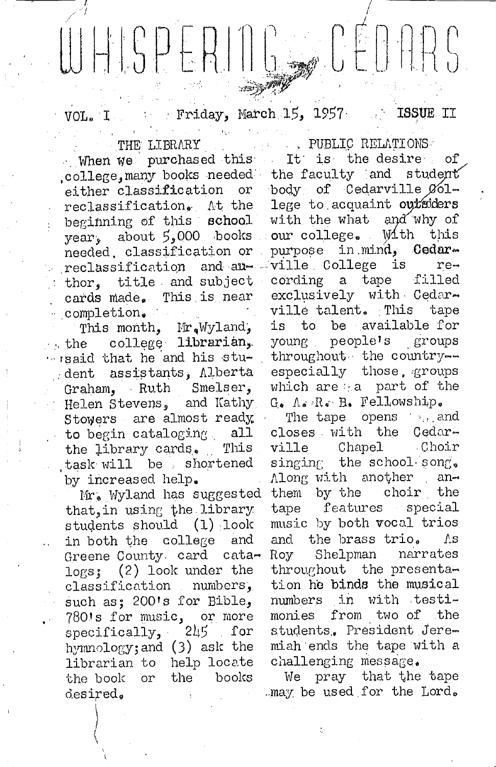# WHISPERING CEDARS

VOL. I Friday, March 15, 1957 ISSUE II

## THE LIBRARY

When we purchased this college, many books needed either classification or reclassification. At the beginning of this school year, about 5,000 books needed classification or reclassification and author, title and subject cards made. This is near completion.

This month, Mr. Wyland, the college librarian, said that he and his student assistants, Alberta Graham, Ruth Smelser, Helen Stevens, and Kathy Stowers are almost ready to begin cataloging all the library cards. This task will be shortened by increased help.

Mr. Wyland has suggested that, in using the library students should (1) look in both the college and Greene County card catalogs; (2) look under the classification numbers, such as; 200's for Bible, 780's for music, or more specifically, 245 for hymnology; and (3) ask the librarian to help locate the book or the books desired.

## PUBLIC RELATIONS

It is the desire of the faculty and student body of Cedarville College to acquaint outsiders with the what and why of our college. With this purpose in mind, Cedarville College is recording a tape filled exclusively with Cedarville talent. This tape is to be available for young people's groups throughout the country--especially those groups which are a part of the G. A. R. B. Fellowship.

The tape opens and closes with the Cedarville Chapel Choir singing the school song. Along with another anthem by the choir the tape features special music by both vocal trios and the brass trio. As Roy Shelpman narrates throughout the presentation he binds the musical numbers in with testimonies from two of the students. President Jeremiah ends the tape with a challenging message.

We pray that the tape may be used for the Lord.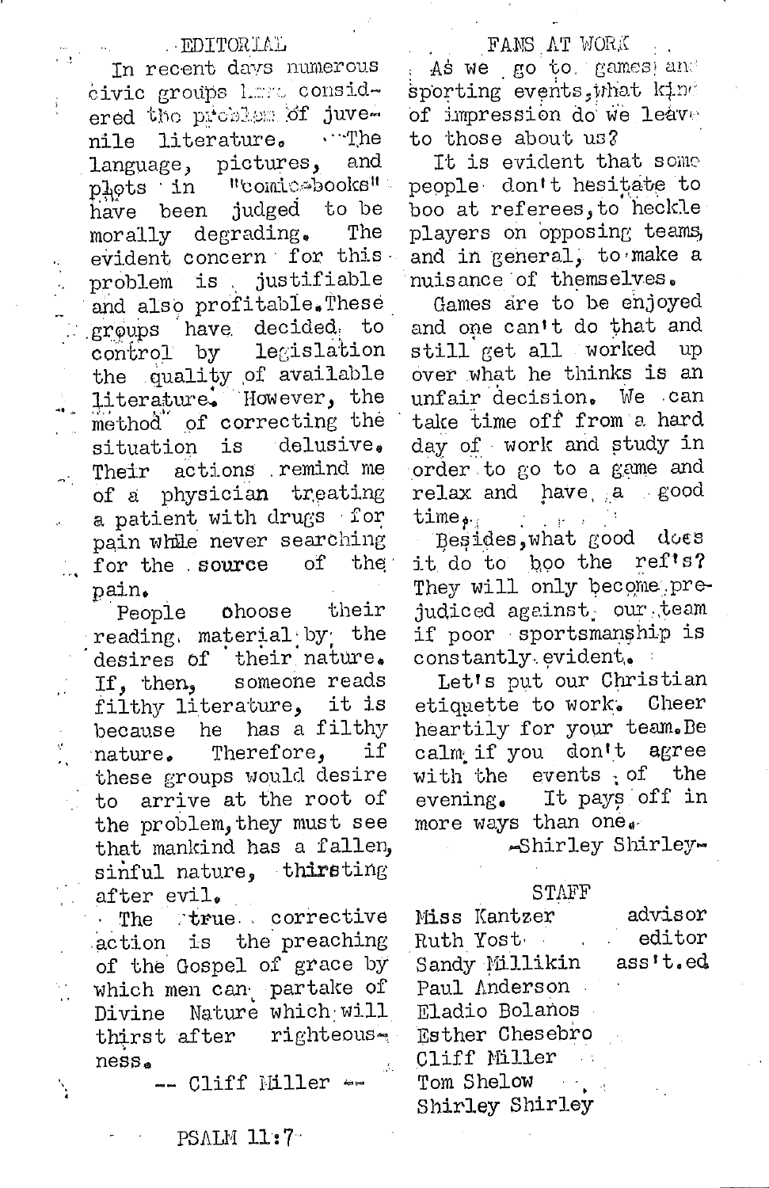## EDITORIAL

In recent days numerous civic groups have considered the problem of juvenile literature. The language, pictures, and plots in "comic-books" have been judged to be morally degrading. The evident concern for this problem is justifiable and also profitable. These groups have decided to control by legislation the quality of available literature. However, the method of correcting the situation is delusive. Their actions remind me of a physician treating a patient with drugs for pain while never searching for the source of the pain.

People choose their reading material by the desires of their nature. If, then, someone reads filthy literature, it is because he has a filthy nature. Therefore, if these groups would desire to arrive at the root of the problem, they must see that mankind has a fallen, sinful nature, thirsting after evil.

The true corrective action is the preaching of the Gospel of grace by which men can partake of Divine Nature which will thirst after righteousness.

-- Cliff Miller --

PSALM 11:7

## FANS AT WORK

As we go to games and sporting events, what kind of impression do we leave to those about us?

It is evident that some people don't hesitate to boo at referees, to heckle players on opposing teams, and in general, to make a nuisance of themselves.

Games are to be enjoyed and one can't do that and still get all worked up over what he thinks is an unfair decision. We can take time off from a hard day of work and study in order to go to a game and relax and have a good time.

Besides, what good does it do to boo the ref's? They will only become prejudiced against our team if poor sportsmanship is constantly evident.

Let's put our Christian etiquette to work. Cheer heartily for your team. Be calm if you don't agree with the events of the evening. It pays off in more ways than one.

-Shirley Shirley-

## STAFF

| | |
|---|---|
| Miss Kantzer | advisor |
| Ruth Yost | editor |
| Sandy Millikin | ass't.ed |
| Paul Anderson | |
| Eladio Bolaños | |
| Esther Chesebro | |
| Cliff Miller | |
| Tom Shelow | |
| Shirley Shirley | |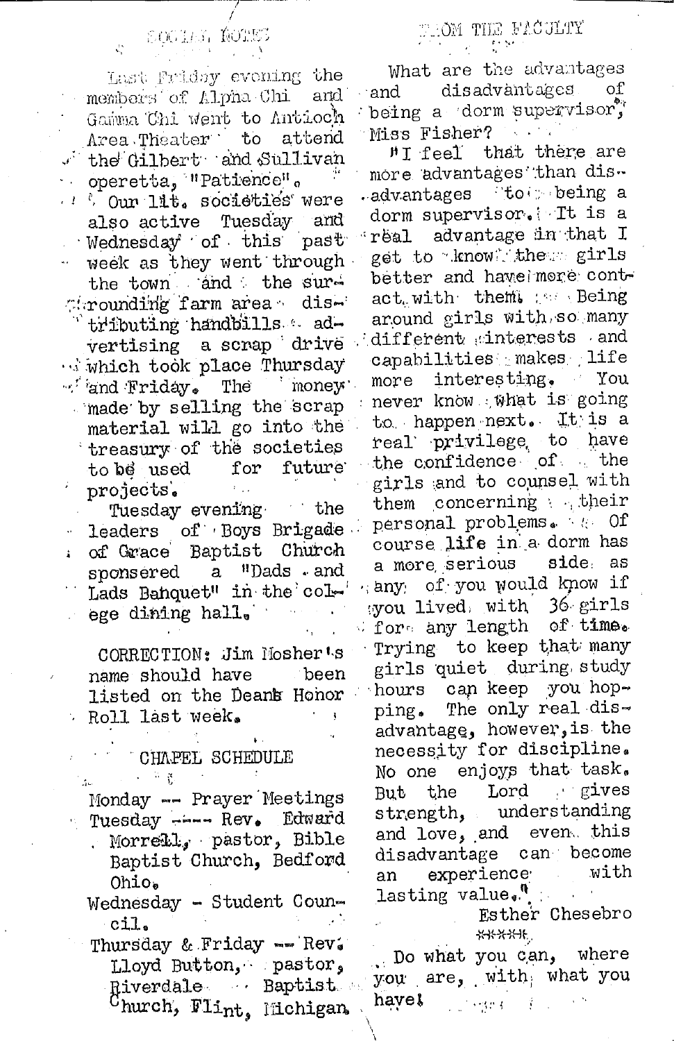## SOCIAL NOTES

Last Friday evening the members of Alpha Chi and Gamma Chi went to Antioch Area Theater to attend the Gilbert and Sullivan operetta, "Patience".

Our lit. societies were also active Tuesday and Wednesday of this past week as they went through the town and the surrounding farm area distributing handbills advertising a scrap drive which took place Thursday and Friday. The money made by selling the scrap material will go into the treasury of the societies to be used for future projects.

Tuesday evening the leaders of Boys Brigade of Grace Baptist Church sponsered a "Dads and Lads Banquet" in the college dining hall.

CORRECTION: Jim Mosher's name should have been listed on the Dean's Honor Roll last week.

## CHAPEL SCHEDULE

Monday -- Prayer Meetings

Tuesday ---- Rev. Edward Morrell, pastor, Bible Baptist Church, Bedford Ohio.

Wednesday - Student Council.

Thursday & Friday -- Rev. Lloyd Button, pastor, Riverdale Baptist Church, Flint, Michigan.

## FROM THE FACULTY

What are the advantages and disadvantages of being a dorm supervisor, Miss Fisher?

"I feel that there are more advantages than disadvantages to being a dorm supervisor. It is a real advantage in that I get to know the girls better and have more contact with them. Being around girls with so many different interests and capabilities makes life more interesting. You never know what is going to happen next. It is a real privilege to have the confidence of the girls and to counsel with them concerning their personal problems. Of course life in a dorm has a more serious side as any of you would know if you lived with 36 girls for any length of time. Trying to keep that many girls quiet during study hours can keep you hopping. The only real disadvantage, however, is the necessity for discipline. No one enjoys that task. But the Lord gives strength, understanding and love, and even this disadvantage can become an experience with lasting value."

Esther Chesebro

*****

Do what you can, where you are, with what you have!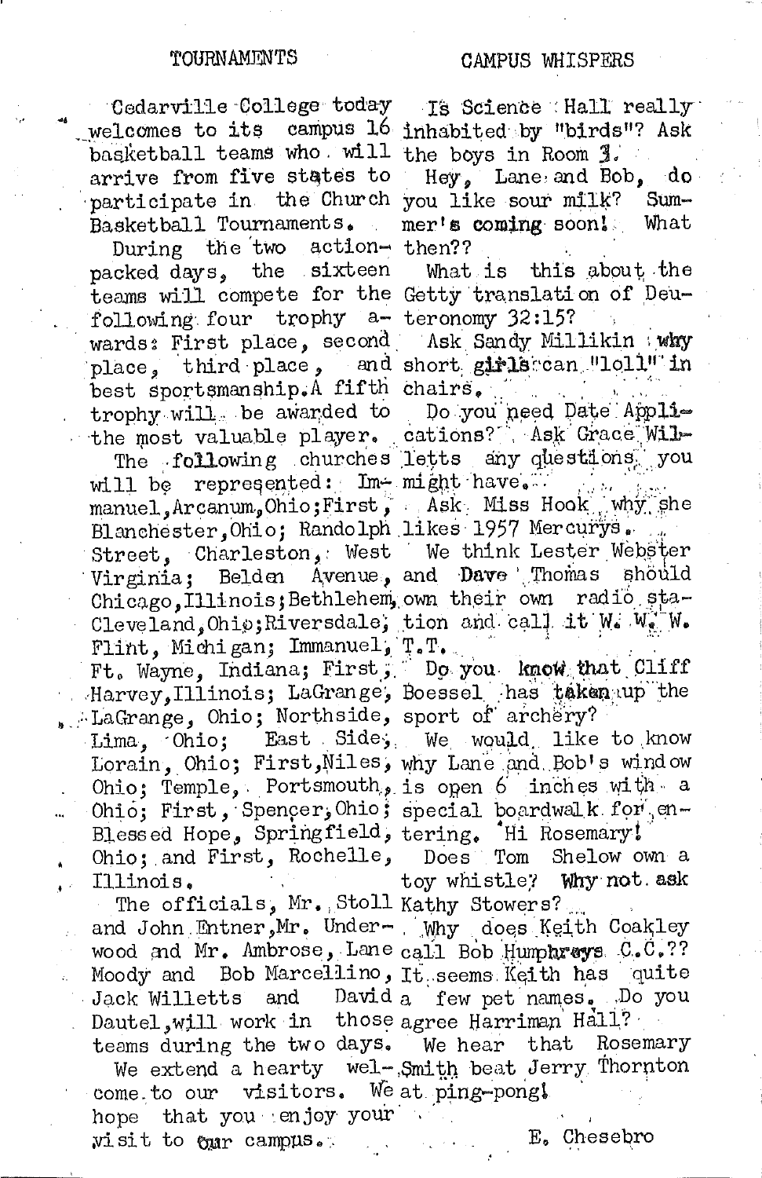## TOURNAMENTS

Cedarville College today welcomes to its campus 16 basketball teams who will arrive from five states to participate in the Church Basketball Tournaments.

During the two action-packed days, the sixteen teams will compete for the following four trophy awards: First place, second place, third place, and best sportsmanship. A fifth trophy will be awarded to the most valuable player.

The following churches will be represented: Immanuel, Arcanum, Ohio; First, Blanchester, Ohio; Randolph Street, Charleston, West Virginia; Belden Avenue, Chicago, Illinois; Bethlehem, Cleveland, Ohio; Riversdale, Flint, Michigan; Immanuel, Ft. Wayne, Indiana; First, Harvey, Illinois; LaGrange, LaGrange, Ohio; Northside, Lima, Ohio; East Side, Lorain, Ohio; First, Niles, Ohio; Temple, Portsmouth, Ohio; First, Spencer, Ohio; Blessed Hope, Springfield, Ohio; and First, Rochelle, Illinois.

The officials, Mr. Stoll and John Entner, Mr. Underwood and Mr. Ambrose, Lane Moody and Bob Marcellino, Jack Willetts and David Dautel, will work in those teams during the two days.

We extend a hearty welcome to our visitors. We hope that you enjoy your visit to our campus.

## CAMPUS WHISPERS

Is Science Hall really inhabited by "birds"? Ask the boys in Room 3.

Hey, Lane and Bob, do you like sour milk? Summer's coming soon! What then??

What is this about the Getty translation of Deuteronomy 32:15?

Ask Sandy Millikin why short girls can "loll" in chairs.

Do you need Date Applications? Ask Grace Willetts any questions you might have.

Ask Miss Hook why she likes 1957 Mercurys.

We think Lester Webster and Dave Thomas should own their own radio station and call it W. W. W. T.T.

Do you know that Cliff Boessel has taken up the sport of archery?

We would like to know why Lane and Bob's window is open 6 inches with a special boardwalk for entering. Hi Rosemary!

Does Tom Shelow own a toy whistle? Why not ask Kathy Stowers?

Why does Keith Coakley call Bob Humphreys C.C.?? It seems Keith has quite a few pet names. Do you agree Harriman Hall?

We hear that Rosemary Smith beat Jerry Thornton at ping-pong!

E. Chesebro